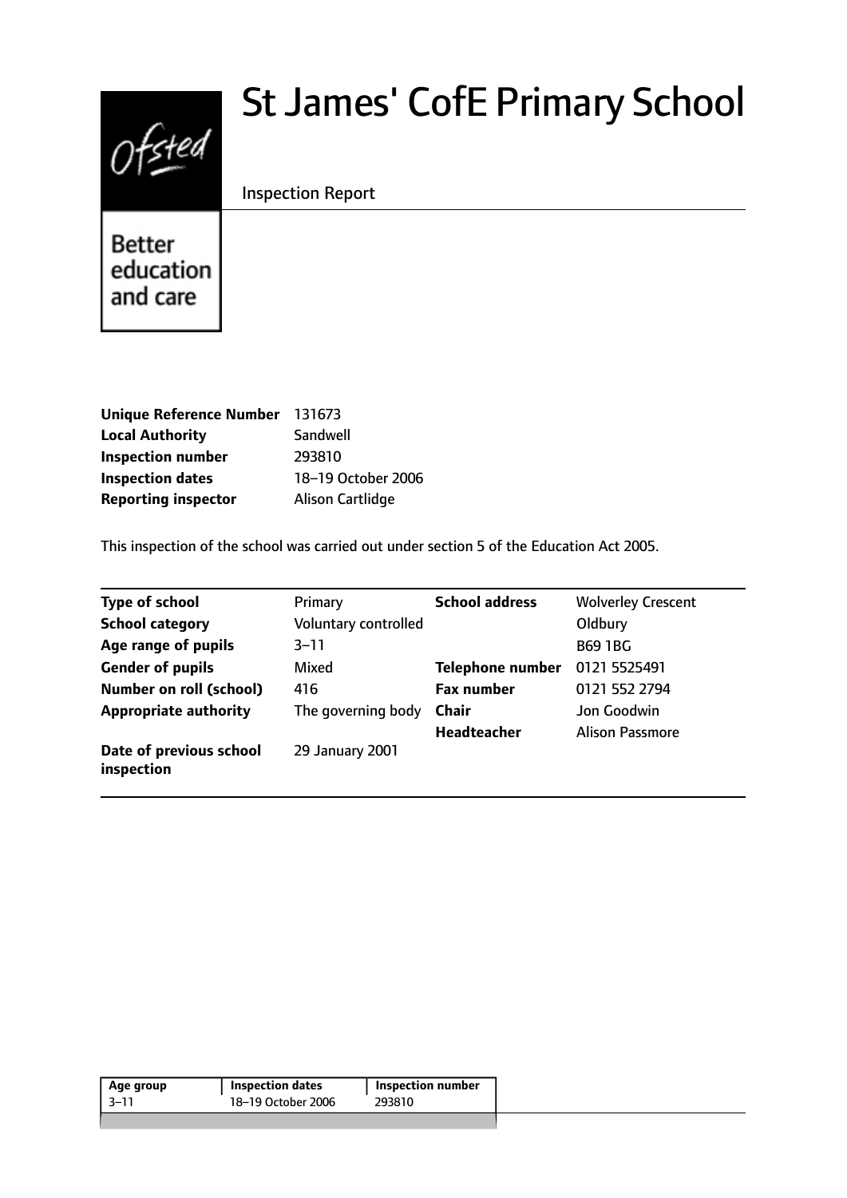# St James' CofE Primary School

Inspection Report

Better education and care

| | |
|---|---|
| **Unique Reference Number** | 131673 |
| **Local Authority** | Sandwell |
| **Inspection number** | 293810 |
| **Inspection dates** | 18–19 October 2006 |
| **Reporting inspector** | Alison Cartlidge |

This inspection of the school was carried out under section 5 of the Education Act 2005.

| | | | |
|---|---|---|---|
| **Type of school** | Primary | **School address** | Wolverley Crescent |
| **School category** | Voluntary controlled | | Oldbury |
| **Age range of pupils** | 3–11 | | B69 1BG |
| **Gender of pupils** | Mixed | **Telephone number** | 0121 5525491 |
| **Number on roll (school)** | 416 | **Fax number** | 0121 552 2794 |
| **Appropriate authority** | The governing body | **Chair** | Jon Goodwin |
| | | **Headteacher** | Alison Passmore |
| **Date of previous school inspection** | 29 January 2001 | | |

| Age group | Inspection dates | Inspection number |
|---|---|---|
| 3–11 | 18–19 October 2006 | 293810 |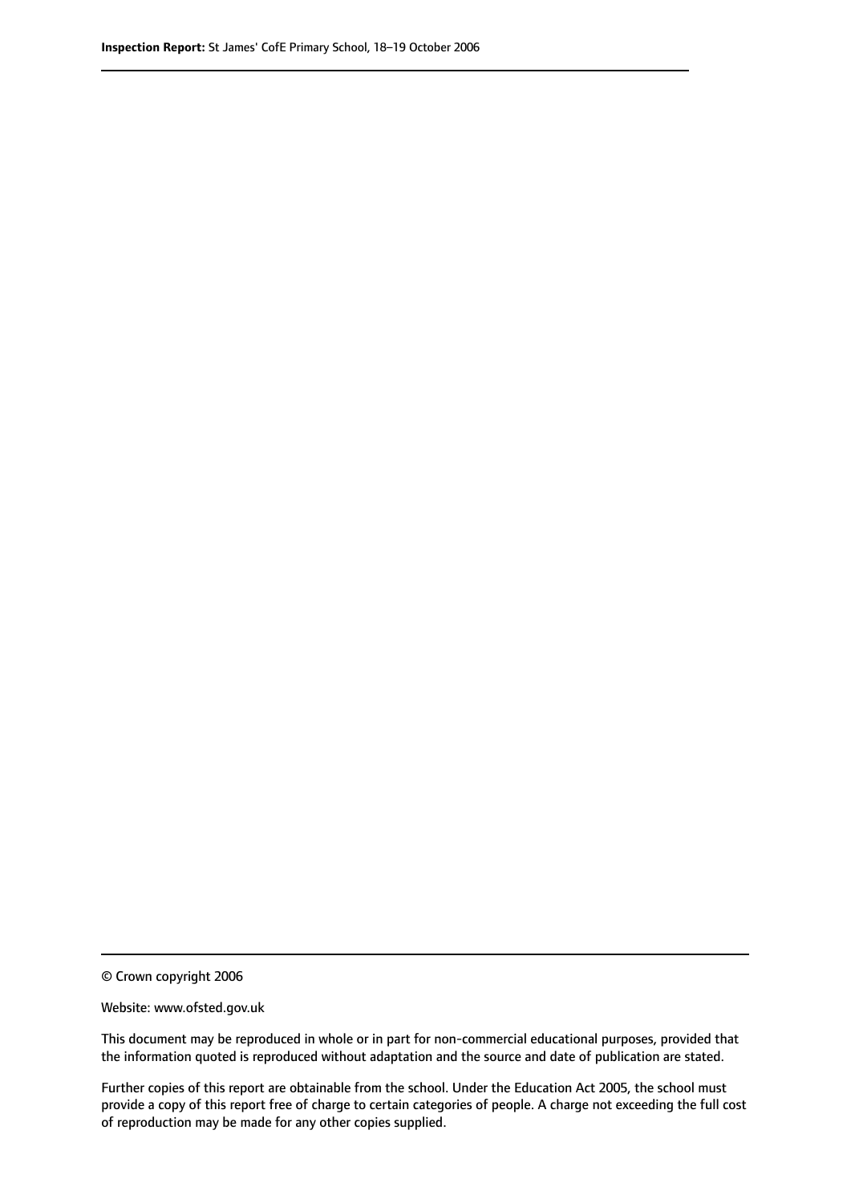© Crown copyright 2006

Website: www.ofsted.gov.uk

This document may be reproduced in whole or in part for non-commercial educational purposes, provided that the information quoted is reproduced without adaptation and the source and date of publication are stated.

Further copies of this report are obtainable from the school. Under the Education Act 2005, the school must provide a copy of this report free of charge to certain categories of people. A charge not exceeding the full cost of reproduction may be made for any other copies supplied.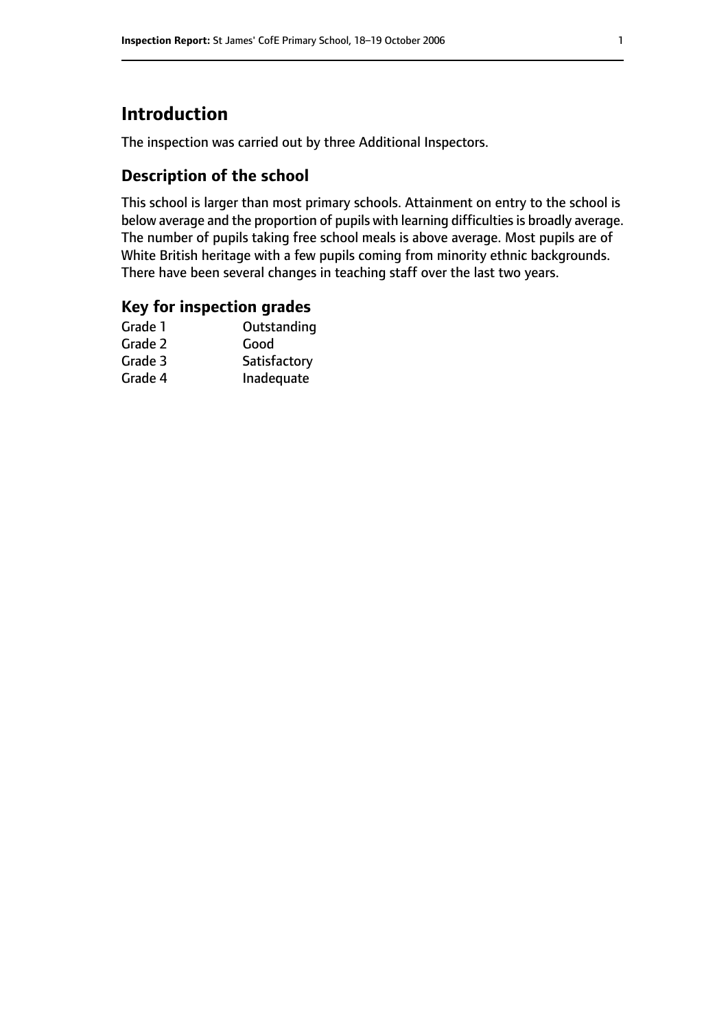# Introduction

The inspection was carried out by three Additional Inspectors.

## Description of the school

This school is larger than most primary schools. Attainment on entry to the school is below average and the proportion of pupils with learning difficulties is broadly average. The number of pupils taking free school meals is above average. Most pupils are of White British heritage with a few pupils coming from minority ethnic backgrounds. There have been several changes in teaching staff over the last two years.

## Key for inspection grades

| | |
|---|---|
| Grade 1 | Outstanding |
| Grade 2 | Good |
| Grade 3 | Satisfactory |
| Grade 4 | Inadequate |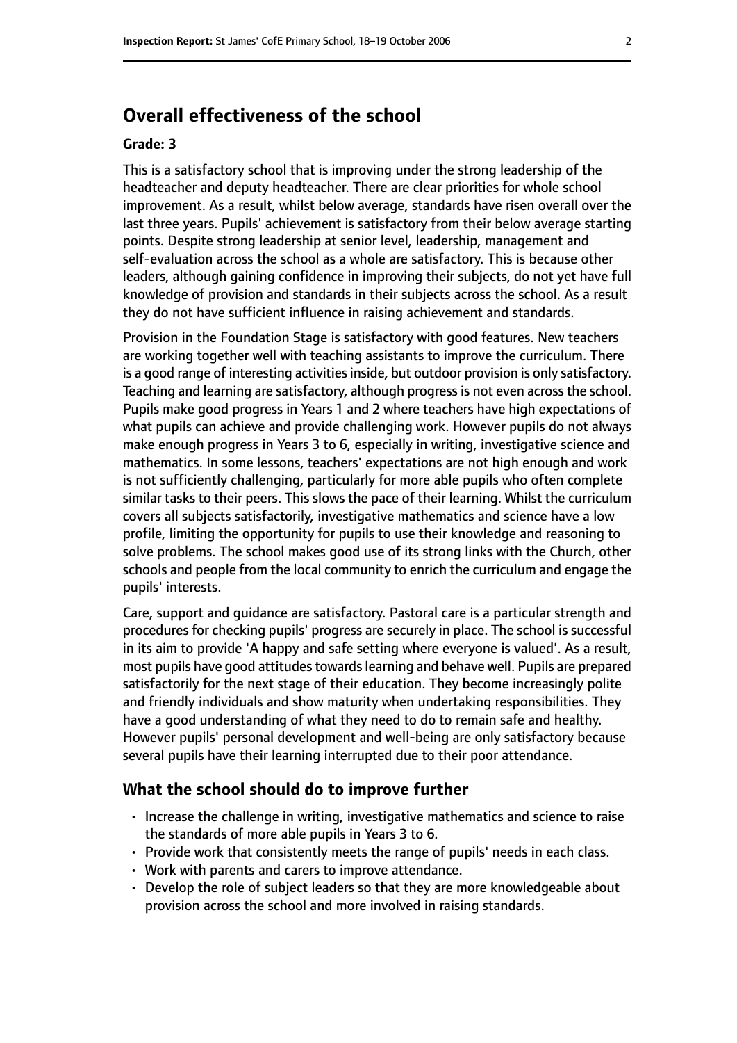## Overall effectiveness of the school

### Grade: 3

This is a satisfactory school that is improving under the strong leadership of the headteacher and deputy headteacher. There are clear priorities for whole school improvement. As a result, whilst below average, standards have risen overall over the last three years. Pupils' achievement is satisfactory from their below average starting points. Despite strong leadership at senior level, leadership, management and self-evaluation across the school as a whole are satisfactory. This is because other leaders, although gaining confidence in improving their subjects, do not yet have full knowledge of provision and standards in their subjects across the school. As a result they do not have sufficient influence in raising achievement and standards.

Provision in the Foundation Stage is satisfactory with good features. New teachers are working together well with teaching assistants to improve the curriculum. There is a good range of interesting activities inside, but outdoor provision is only satisfactory. Teaching and learning are satisfactory, although progress is not even across the school. Pupils make good progress in Years 1 and 2 where teachers have high expectations of what pupils can achieve and provide challenging work. However pupils do not always make enough progress in Years 3 to 6, especially in writing, investigative science and mathematics. In some lessons, teachers' expectations are not high enough and work is not sufficiently challenging, particularly for more able pupils who often complete similar tasks to their peers. This slows the pace of their learning. Whilst the curriculum covers all subjects satisfactorily, investigative mathematics and science have a low profile, limiting the opportunity for pupils to use their knowledge and reasoning to solve problems. The school makes good use of its strong links with the Church, other schools and people from the local community to enrich the curriculum and engage the pupils' interests.

Care, support and guidance are satisfactory. Pastoral care is a particular strength and procedures for checking pupils' progress are securely in place. The school is successful in its aim to provide 'A happy and safe setting where everyone is valued'. As a result, most pupils have good attitudes towards learning and behave well. Pupils are prepared satisfactorily for the next stage of their education. They become increasingly polite and friendly individuals and show maturity when undertaking responsibilities. They have a good understanding of what they need to do to remain safe and healthy. However pupils' personal development and well-being are only satisfactory because several pupils have their learning interrupted due to their poor attendance.

### What the school should do to improve further

- Increase the challenge in writing, investigative mathematics and science to raise the standards of more able pupils in Years 3 to 6.
- Provide work that consistently meets the range of pupils' needs in each class.
- Work with parents and carers to improve attendance.
- Develop the role of subject leaders so that they are more knowledgeable about provision across the school and more involved in raising standards.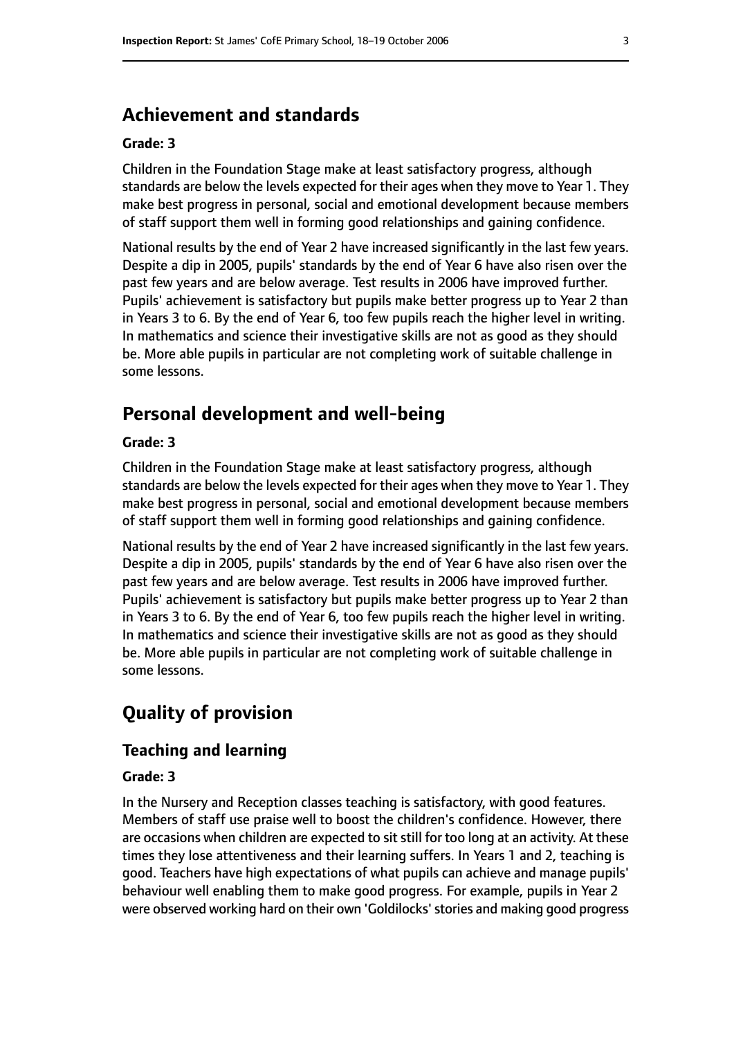## Achievement and standards

**Grade: 3**

Children in the Foundation Stage make at least satisfactory progress, although standards are below the levels expected for their ages when they move to Year 1. They make best progress in personal, social and emotional development because members of staff support them well in forming good relationships and gaining confidence.

National results by the end of Year 2 have increased significantly in the last few years. Despite a dip in 2005, pupils' standards by the end of Year 6 have also risen over the past few years and are below average. Test results in 2006 have improved further. Pupils' achievement is satisfactory but pupils make better progress up to Year 2 than in Years 3 to 6. By the end of Year 6, too few pupils reach the higher level in writing. In mathematics and science their investigative skills are not as good as they should be. More able pupils in particular are not completing work of suitable challenge in some lessons.

## Personal development and well-being

**Grade: 3**

Children in the Foundation Stage make at least satisfactory progress, although standards are below the levels expected for their ages when they move to Year 1. They make best progress in personal, social and emotional development because members of staff support them well in forming good relationships and gaining confidence.

National results by the end of Year 2 have increased significantly in the last few years. Despite a dip in 2005, pupils' standards by the end of Year 6 have also risen over the past few years and are below average. Test results in 2006 have improved further. Pupils' achievement is satisfactory but pupils make better progress up to Year 2 than in Years 3 to 6. By the end of Year 6, too few pupils reach the higher level in writing. In mathematics and science their investigative skills are not as good as they should be. More able pupils in particular are not completing work of suitable challenge in some lessons.

# Quality of provision

## Teaching and learning

**Grade: 3**

In the Nursery and Reception classes teaching is satisfactory, with good features. Members of staff use praise well to boost the children's confidence. However, there are occasions when children are expected to sit still for too long at an activity. At these times they lose attentiveness and their learning suffers. In Years 1 and 2, teaching is good. Teachers have high expectations of what pupils can achieve and manage pupils' behaviour well enabling them to make good progress. For example, pupils in Year 2 were observed working hard on their own 'Goldilocks' stories and making good progress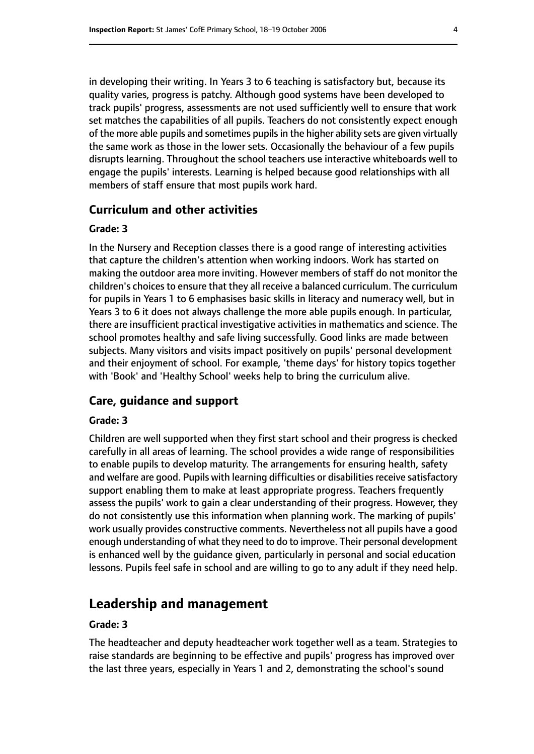in developing their writing. In Years 3 to 6 teaching is satisfactory but, because its quality varies, progress is patchy. Although good systems have been developed to track pupils' progress, assessments are not used sufficiently well to ensure that work set matches the capabilities of all pupils. Teachers do not consistently expect enough of the more able pupils and sometimes pupils in the higher ability sets are given virtually the same work as those in the lower sets. Occasionally the behaviour of a few pupils disrupts learning. Throughout the school teachers use interactive whiteboards well to engage the pupils' interests. Learning is helped because good relationships with all members of staff ensure that most pupils work hard.

### Curriculum and other activities

#### Grade: 3

In the Nursery and Reception classes there is a good range of interesting activities that capture the children's attention when working indoors. Work has started on making the outdoor area more inviting. However members of staff do not monitor the children's choices to ensure that they all receive a balanced curriculum. The curriculum for pupils in Years 1 to 6 emphasises basic skills in literacy and numeracy well, but in Years 3 to 6 it does not always challenge the more able pupils enough. In particular, there are insufficient practical investigative activities in mathematics and science. The school promotes healthy and safe living successfully. Good links are made between subjects. Many visitors and visits impact positively on pupils' personal development and their enjoyment of school. For example, 'theme days' for history topics together with 'Book' and 'Healthy School' weeks help to bring the curriculum alive.

### Care, guidance and support

#### Grade: 3

Children are well supported when they first start school and their progress is checked carefully in all areas of learning. The school provides a wide range of responsibilities to enable pupils to develop maturity. The arrangements for ensuring health, safety and welfare are good. Pupils with learning difficulties or disabilities receive satisfactory support enabling them to make at least appropriate progress. Teachers frequently assess the pupils' work to gain a clear understanding of their progress. However, they do not consistently use this information when planning work. The marking of pupils' work usually provides constructive comments. Nevertheless not all pupils have a good enough understanding of what they need to do to improve. Their personal development is enhanced well by the guidance given, particularly in personal and social education lessons. Pupils feel safe in school and are willing to go to any adult if they need help.

## Leadership and management

#### Grade: 3

The headteacher and deputy headteacher work together well as a team. Strategies to raise standards are beginning to be effective and pupils' progress has improved over the last three years, especially in Years 1 and 2, demonstrating the school's sound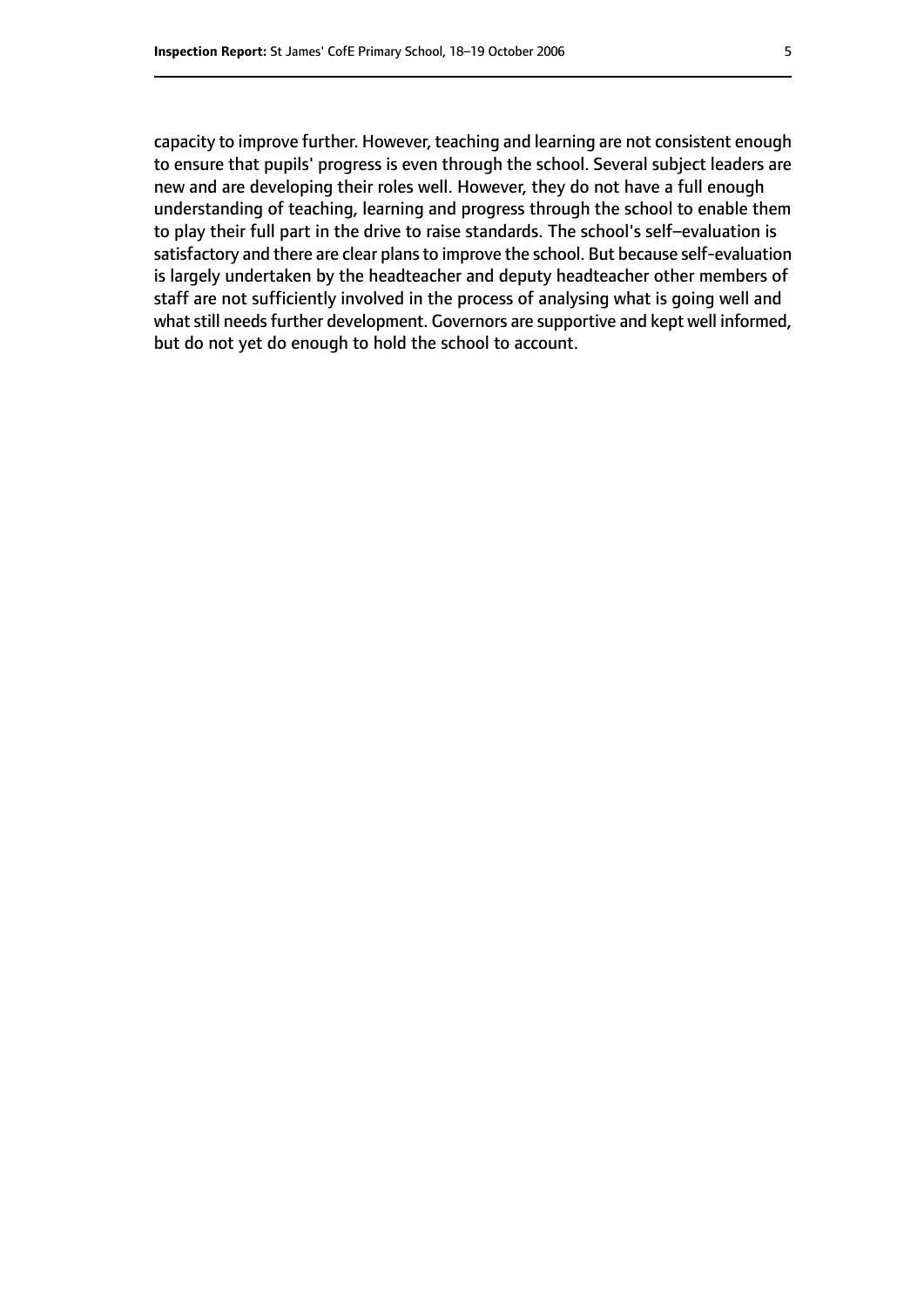capacity to improve further. However, teaching and learning are not consistent enough to ensure that pupils' progress is even through the school. Several subject leaders are new and are developing their roles well. However, they do not have a full enough understanding of teaching, learning and progress through the school to enable them to play their full part in the drive to raise standards. The school's self–evaluation is satisfactory and there are clear plans to improve the school. But because self-evaluation is largely undertaken by the headteacher and deputy headteacher other members of staff are not sufficiently involved in the process of analysing what is going well and what still needs further development. Governors are supportive and kept well informed, but do not yet do enough to hold the school to account.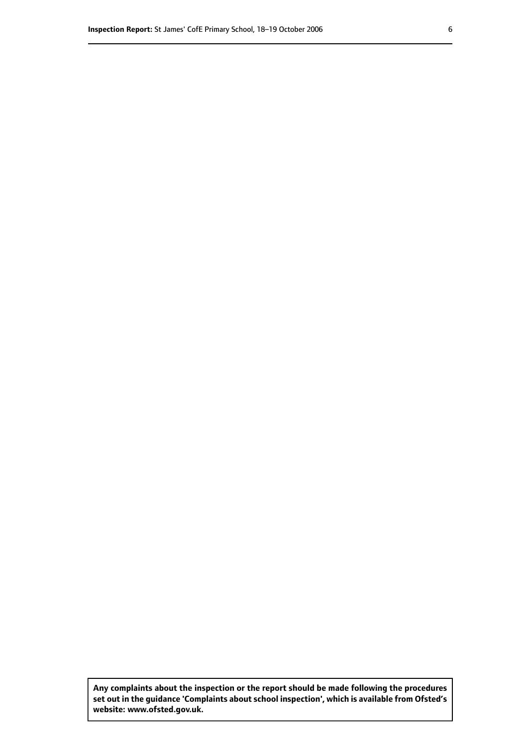**Any complaints about the inspection or the report should be made following the procedures set out in the guidance 'Complaints about school inspection', which is available from Ofsted's website: www.ofsted.gov.uk.**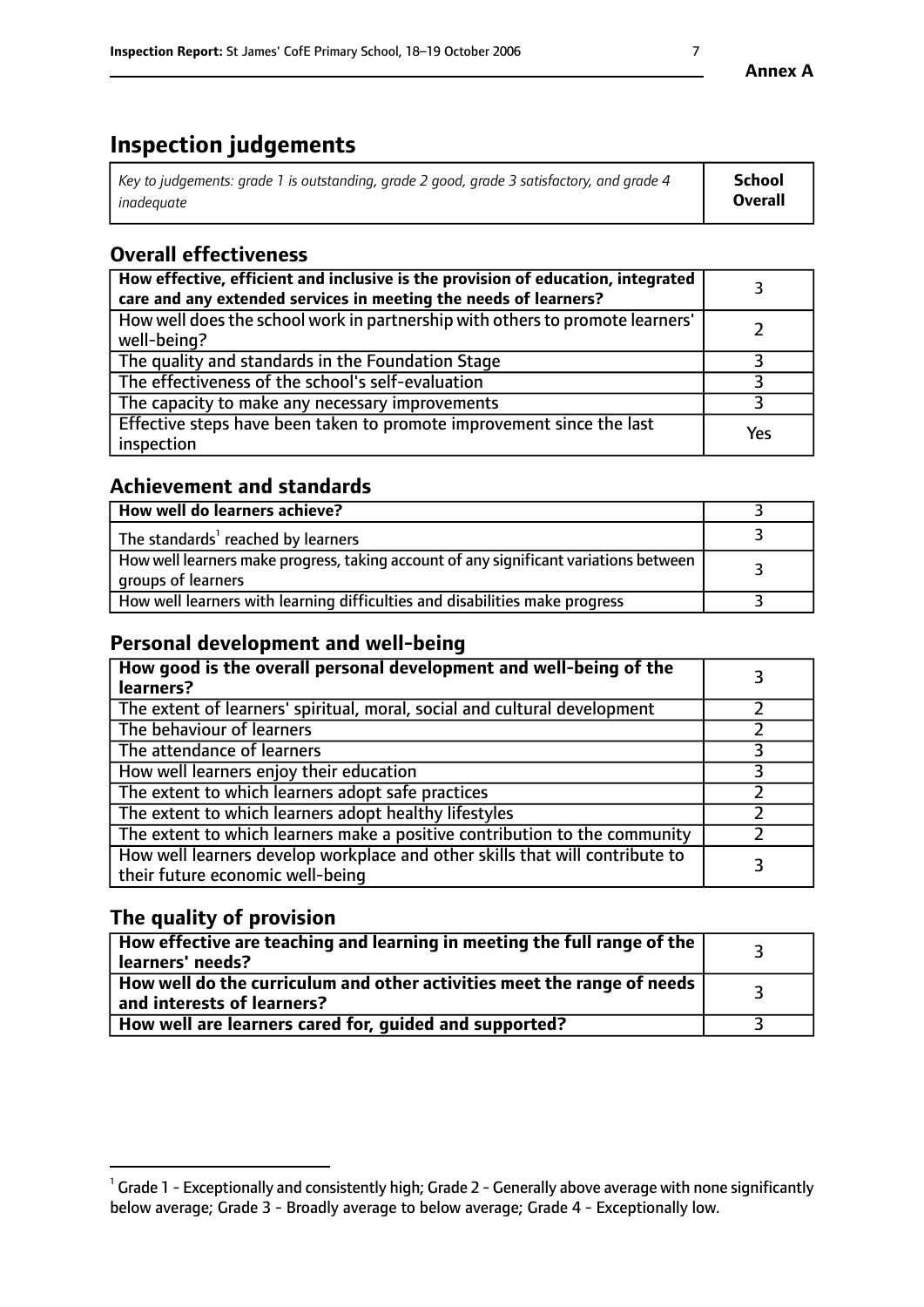**Annex A**

# Inspection judgements

| *Key to judgements: grade 1 is outstanding, grade 2 good, grade 3 satisfactory, and grade 4 inadequate* | **School Overall** |
|---|---|

## Overall effectiveness

| | |
|---|---|
| **How effective, efficient and inclusive is the provision of education, integrated care and any extended services in meeting the needs of learners?** | 3 |
| How well does the school work in partnership with others to promote learners' well-being? | 2 |
| The quality and standards in the Foundation Stage | 3 |
| The effectiveness of the school's self-evaluation | 3 |
| The capacity to make any necessary improvements | 3 |
| Effective steps have been taken to promote improvement since the last inspection | Yes |

## Achievement and standards

| | |
|---|---|
| **How well do learners achieve?** | 3 |
| The standards[1] reached by learners | 3 |
| How well learners make progress, taking account of any significant variations between groups of learners | 3 |
| How well learners with learning difficulties and disabilities make progress | 3 |

## Personal development and well-being

| | |
|---|---|
| **How good is the overall personal development and well-being of the learners?** | 3 |
| The extent of learners' spiritual, moral, social and cultural development | 2 |
| The behaviour of learners | 2 |
| The attendance of learners | 3 |
| How well learners enjoy their education | 3 |
| The extent to which learners adopt safe practices | 2 |
| The extent to which learners adopt healthy lifestyles | 2 |
| The extent to which learners make a positive contribution to the community | 2 |
| How well learners develop workplace and other skills that will contribute to their future economic well-being | 3 |

## The quality of provision

| | |
|---|---|
| **How effective are teaching and learning in meeting the full range of the learners' needs?** | 3 |
| **How well do the curriculum and other activities meet the range of needs and interests of learners?** | 3 |
| **How well are learners cared for, guided and supported?** | 3 |

[1] Grade 1 - Exceptionally and consistently high; Grade 2 - Generally above average with none significantly below average; Grade 3 - Broadly average to below average; Grade 4 - Exceptionally low.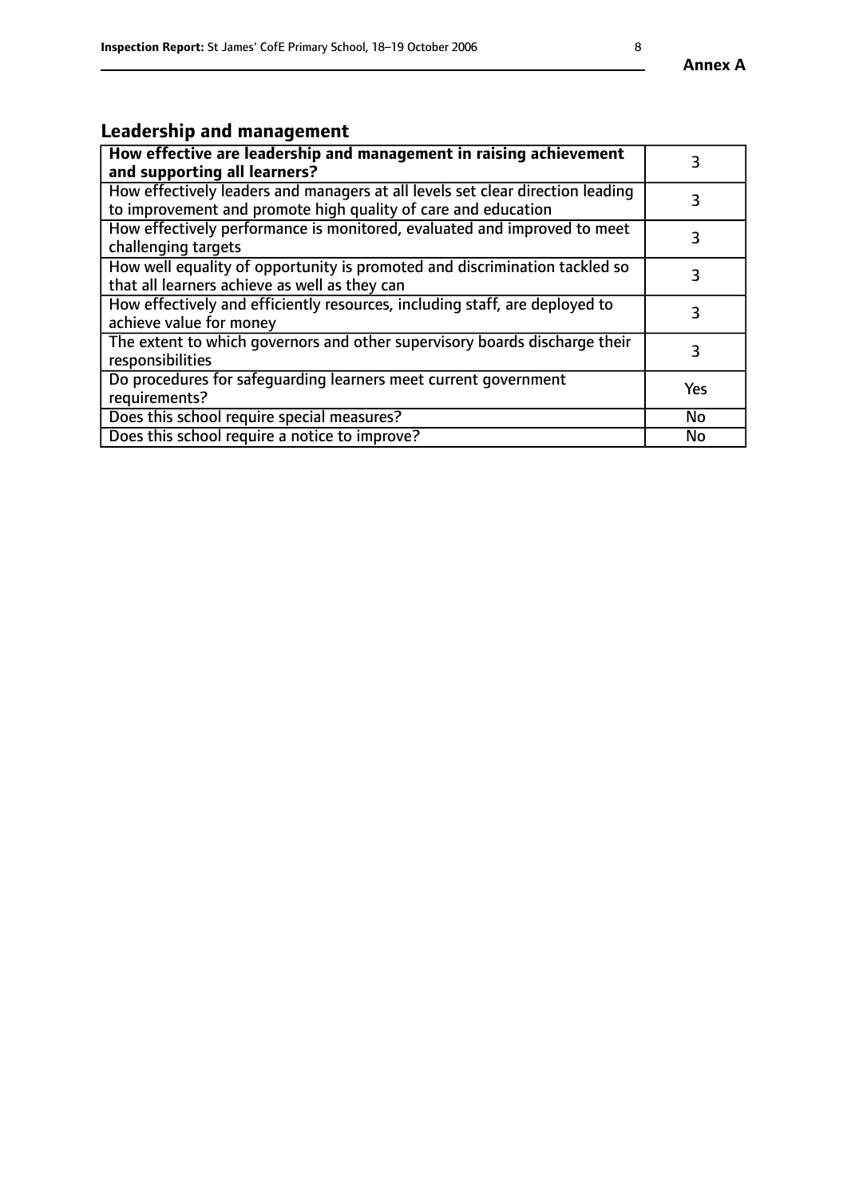## Leadership and management

| **How effective are leadership and management in raising achievement and supporting all learners?** | 3 |
|---|---|
| How effectively leaders and managers at all levels set clear direction leading to improvement and promote high quality of care and education | 3 |
| How effectively performance is monitored, evaluated and improved to meet challenging targets | 3 |
| How well equality of opportunity is promoted and discrimination tackled so that all learners achieve as well as they can | 3 |
| How effectively and efficiently resources, including staff, are deployed to achieve value for money | 3 |
| The extent to which governors and other supervisory boards discharge their responsibilities | 3 |
| Do procedures for safeguarding learners meet current government requirements? | Yes |
| Does this school require special measures? | No |
| Does this school require a notice to improve? | No |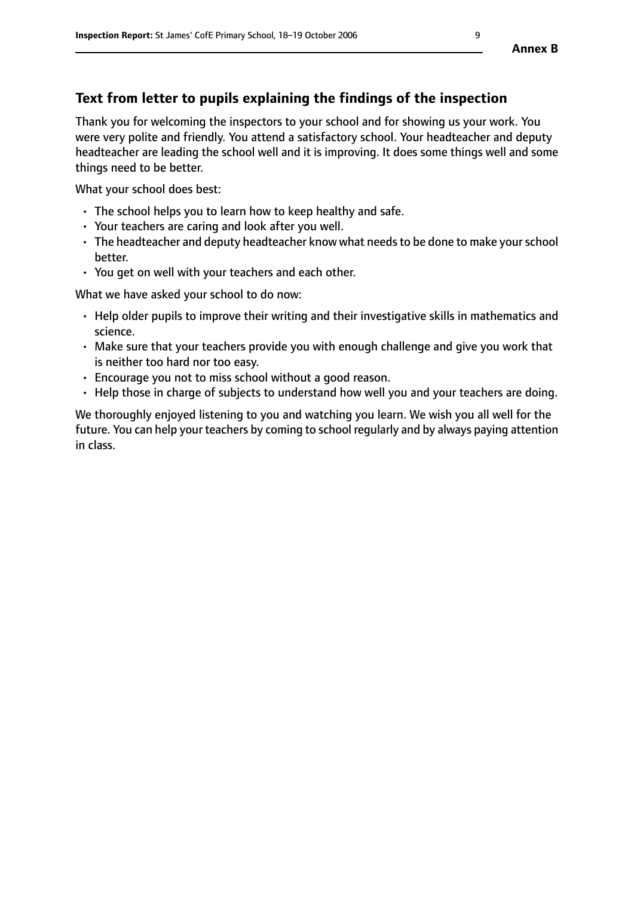## Text from letter to pupils explaining the findings of the inspection

Thank you for welcoming the inspectors to your school and for showing us your work. You were very polite and friendly. You attend a satisfactory school. Your headteacher and deputy headteacher are leading the school well and it is improving. It does some things well and some things need to be better.

What your school does best:

- The school helps you to learn how to keep healthy and safe.
- Your teachers are caring and look after you well.
- The headteacher and deputy headteacher know what needs to be done to make your school better.
- You get on well with your teachers and each other.

What we have asked your school to do now:

- Help older pupils to improve their writing and their investigative skills in mathematics and science.
- Make sure that your teachers provide you with enough challenge and give you work that is neither too hard nor too easy.
- Encourage you not to miss school without a good reason.
- Help those in charge of subjects to understand how well you and your teachers are doing.

We thoroughly enjoyed listening to you and watching you learn. We wish you all well for the future. You can help your teachers by coming to school regularly and by always paying attention in class.